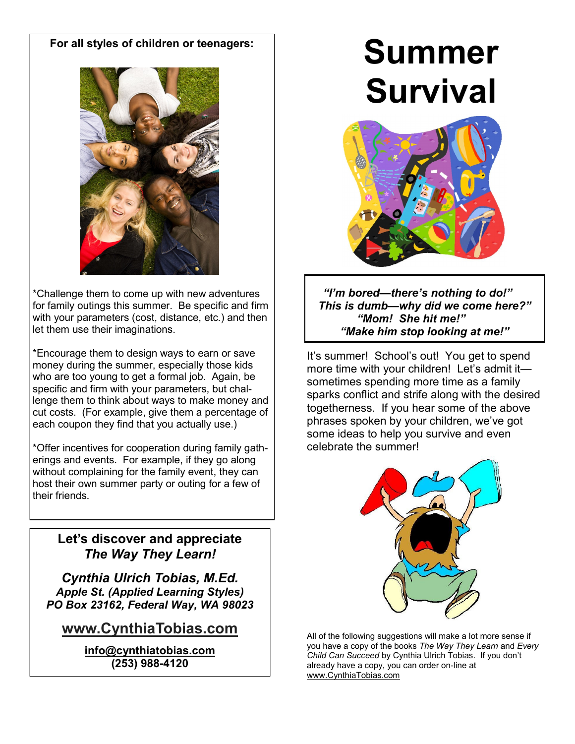# Summer Survival

*"I'm bored—there's nothing to do!"*
*This is dumb—why did we come here?"*
*"Mom! She hit me!"*
*"Make him stop looking at me!"*

It's summer! School's out! You get to spend more time with your children! Let's admit it—sometimes spending more time as a family sparks conflict and strife along with the desired togetherness. If you hear some of the above phrases spoken by your children, we've got some ideas to help you survive and even celebrate the summer!

All of the following suggestions will make a lot more sense if you have a copy of the books *The Way They Learn* and *Every Child Can Succeed* by Cynthia Ulrich Tobias. If you don't already have a copy, you can order on-line at www.CynthiaTobias.com

**For all styles of children or teenagers:**

*Challenge them to come up with new adventures for family outings this summer. Be specific and firm with your parameters (cost, distance, etc.) and then let them use their imaginations.

*Encourage them to design ways to earn or save money during the summer, especially those kids who are too young to get a formal job. Again, be specific and firm with your parameters, but challenge them to think about ways to make money and cut costs. (For example, give them a percentage of each coupon they find that you actually use.)

*Offer incentives for cooperation during family gatherings and events. For example, if they go along without complaining for the family event, they can host their own summer party or outing for a few of their friends.

**Let's discover and appreciate *The Way They Learn!***

***Cynthia Ulrich Tobias, M.Ed.***
***Apple St. (Applied Learning Styles)***
***PO Box 23162, Federal Way, WA 98023***

**www.CynthiaTobias.com**

**info@cynthiatobias.com**
**(253) 988-4120**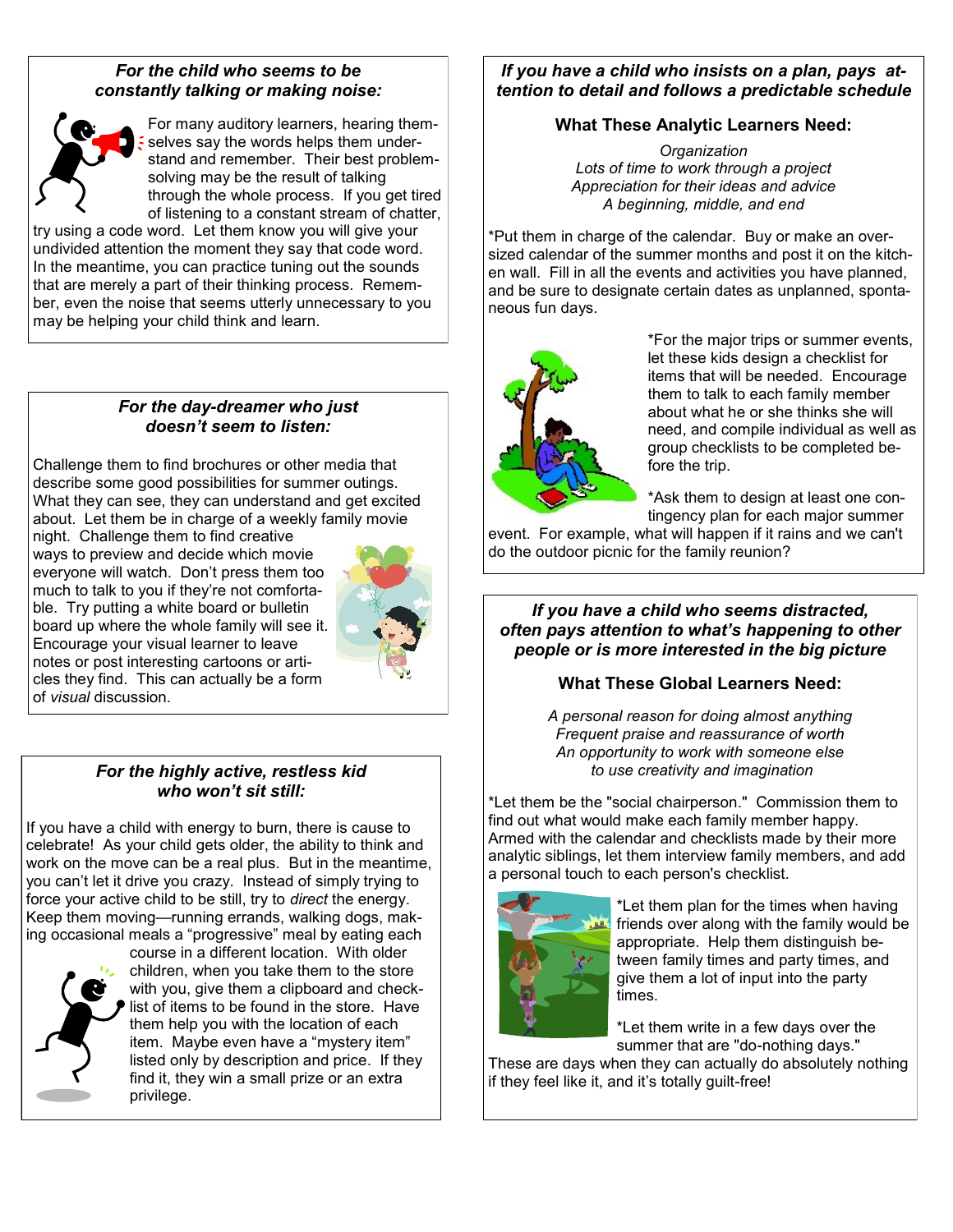### *For the child who seems to be constantly talking or making noise:*

For many auditory learners, hearing themselves say the words helps them understand and remember. Their best problem-solving may be the result of talking through the whole process. If you get tired of listening to a constant stream of chatter, try using a code word. Let them know you will give your undivided attention the moment they say that code word. In the meantime, you can practice tuning out the sounds that are merely a part of their thinking process. Remember, even the noise that seems utterly unnecessary to you may be helping your child think and learn.

### *For the day-dreamer who just doesn't seem to listen:*

Challenge them to find brochures or other media that describe some good possibilities for summer outings. What they can see, they can understand and get excited about. Let them be in charge of a weekly family movie night. Challenge them to find creative ways to preview and decide which movie everyone will watch. Don't press them too much to talk to you if they're not comfortable. Try putting a white board or bulletin board up where the whole family will see it. Encourage your visual learner to leave notes or post interesting cartoons or articles they find. This can actually be a form of *visual* discussion.

### *For the highly active, restless kid who won't sit still:*

If you have a child with energy to burn, there is cause to celebrate! As your child gets older, the ability to think and work on the move can be a real plus. But in the meantime, you can't let it drive you crazy. Instead of simply trying to force your active child to be still, try to *direct* the energy. Keep them moving—running errands, walking dogs, making occasional meals a "progressive" meal by eating each course in a different location. With older children, when you take them to the store with you, give them a clipboard and checklist of items to be found in the store. Have them help you with the location of each item. Maybe even have a "mystery item" listed only by description and price. If they find it, they win a small prize or an extra privilege.

### *If you have a child who insists on a plan, pays attention to detail and follows a predictable schedule*

**What These Analytic Learners Need:**

*Organization*
*Lots of time to work through a project*
*Appreciation for their ideas and advice*
*A beginning, middle, and end*

*Put them in charge of the calendar. Buy or make an oversized calendar of the summer months and post it on the kitchen wall. Fill in all the events and activities you have planned, and be sure to designate certain dates as unplanned, spontaneous fun days.

*For the major trips or summer events, let these kids design a checklist for items that will be needed. Encourage them to talk to each family member about what he or she thinks she will need, and compile individual as well as group checklists to be completed before the trip.

*Ask them to design at least one contingency plan for each major summer event. For example, what will happen if it rains and we can't do the outdoor picnic for the family reunion?

### *If you have a child who seems distracted, often pays attention to what's happening to other people or is more interested in the big picture*

**What These Global Learners Need:**

*A personal reason for doing almost anything*
*Frequent praise and reassurance of worth*
*An opportunity to work with someone else*
*to use creativity and imagination*

*Let them be the "social chairperson." Commission them to find out what would make each family member happy. Armed with the calendar and checklists made by their more analytic siblings, let them interview family members, and add a personal touch to each person's checklist.

*Let them plan for the times when having friends over along with the family would be appropriate. Help them distinguish between family times and party times, and give them a lot of input into the party times.

*Let them write in a few days over the summer that are "do-nothing days." These are days when they can actually do absolutely nothing if they feel like it, and it's totally guilt-free!